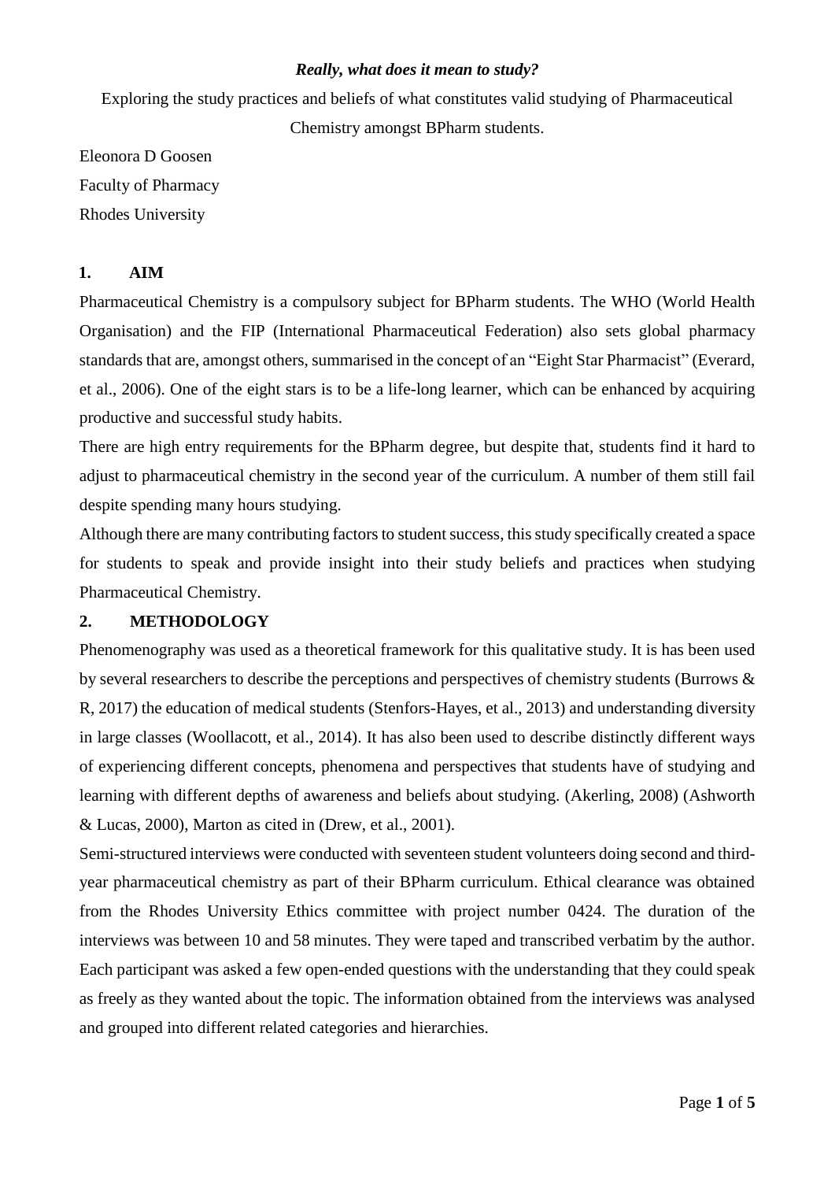***Really, what does it mean to study?***

Exploring the study practices and beliefs of what constitutes valid studying of Pharmaceutical Chemistry amongst BPharm students.

Eleonora D Goosen

Faculty of Pharmacy

Rhodes University

## 1. AIM

Pharmaceutical Chemistry is a compulsory subject for BPharm students. The WHO (World Health Organisation) and the FIP (International Pharmaceutical Federation) also sets global pharmacy standards that are, amongst others, summarised in the concept of an "Eight Star Pharmacist" (Everard, et al., 2006). One of the eight stars is to be a life-long learner, which can be enhanced by acquiring productive and successful study habits.

There are high entry requirements for the BPharm degree, but despite that, students find it hard to adjust to pharmaceutical chemistry in the second year of the curriculum. A number of them still fail despite spending many hours studying.

Although there are many contributing factors to student success, this study specifically created a space for students to speak and provide insight into their study beliefs and practices when studying Pharmaceutical Chemistry.

## 2. METHODOLOGY

Phenomenography was used as a theoretical framework for this qualitative study. It is has been used by several researchers to describe the perceptions and perspectives of chemistry students (Burrows & R, 2017) the education of medical students (Stenfors-Hayes, et al., 2013) and understanding diversity in large classes (Woollacott, et al., 2014). It has also been used to describe distinctly different ways of experiencing different concepts, phenomena and perspectives that students have of studying and learning with different depths of awareness and beliefs about studying. (Akerling, 2008) (Ashworth & Lucas, 2000), Marton as cited in (Drew, et al., 2001).

Semi-structured interviews were conducted with seventeen student volunteers doing second and third-year pharmaceutical chemistry as part of their BPharm curriculum. Ethical clearance was obtained from the Rhodes University Ethics committee with project number 0424. The duration of the interviews was between 10 and 58 minutes. They were taped and transcribed verbatim by the author. Each participant was asked a few open-ended questions with the understanding that they could speak as freely as they wanted about the topic. The information obtained from the interviews was analysed and grouped into different related categories and hierarchies.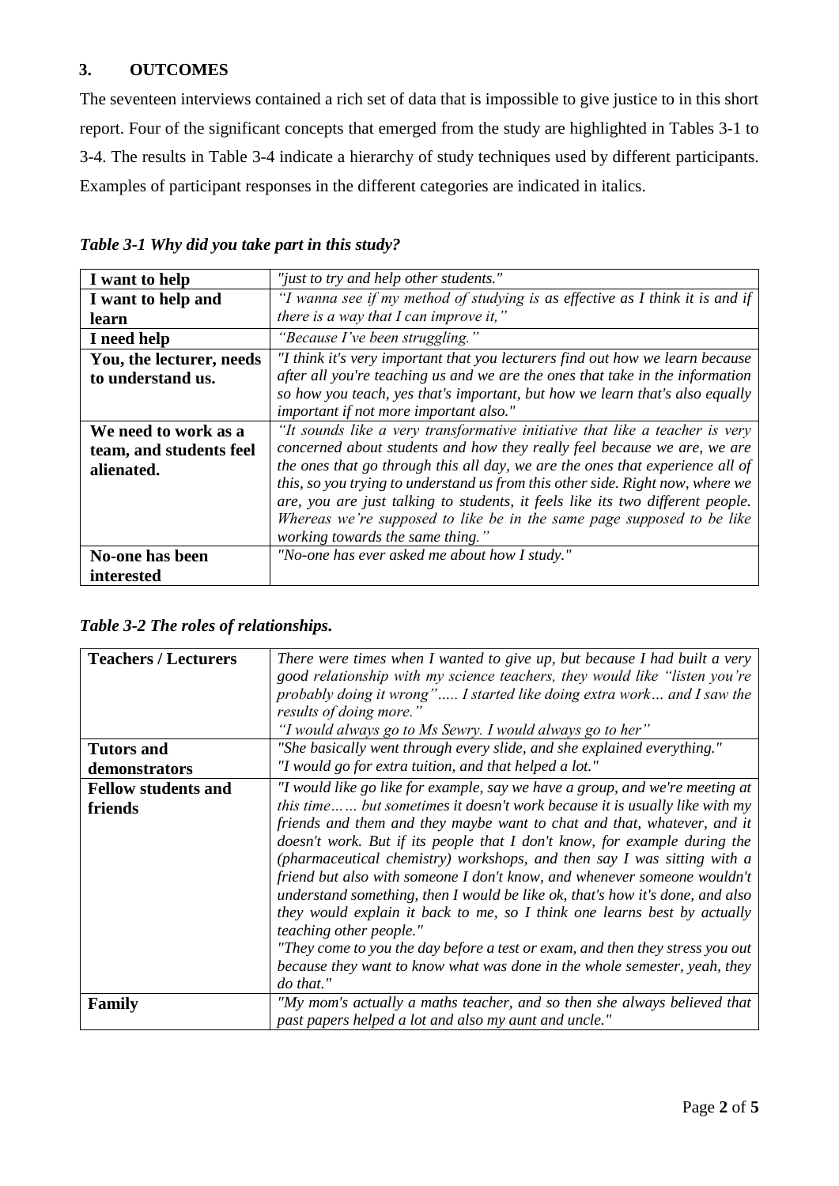## 3. OUTCOMES

The seventeen interviews contained a rich set of data that is impossible to give justice to in this short report. Four of the significant concepts that emerged from the study are highlighted in Tables 3-1 to 3-4. The results in Table 3-4 indicate a hierarchy of study techniques used by different participants. Examples of participant responses in the different categories are indicated in italics.

*Table 3-1 Why did you take part in this study?*

| | |
|---|---|
| **I want to help** | *"just to try and help other students."* |
| **I want to help and learn** | *"I wanna see if my method of studying is as effective as I think it is and if there is a way that I can improve it,"* |
| **I need help** | *"Because I've been struggling."* |
| **You, the lecturer, needs to understand us.** | *"I think it's very important that you lecturers find out how we learn because after all you're teaching us and we are the ones that take in the information so how you teach, yes that's important, but how we learn that's also equally important if not more important also."* |
| **We need to work as a team, and students feel alienated.** | *"It sounds like a very transformative initiative that like a teacher is very concerned about students and how they really feel because we are, we are the ones that go through this all day, we are the ones that experience all of this, so you trying to understand us from this other side. Right now, where we are, you are just talking to students, it feels like its two different people. Whereas we're supposed to like be in the same page supposed to be like working towards the same thing."* |
| **No-one has been interested** | *"No-one has ever asked me about how I study."* |

*Table 3-2 The roles of relationships.*

| | |
|---|---|
| **Teachers / Lecturers** | *There were times when I wanted to give up, but because I had built a very good relationship with my science teachers, they would like "listen you're probably doing it wrong"….. I started like doing extra work… and I saw the results of doing more."* *"I would always go to Ms Sewry. I would always go to her"* |
| **Tutors and demonstrators** | *"She basically went through every slide, and she explained everything."* *"I would go for extra tuition, and that helped a lot."* |
| **Fellow students and friends** | *"I would like go like for example, say we have a group, and we're meeting at this time…… but sometimes it doesn't work because it is usually like with my friends and them and they maybe want to chat and that, whatever, and it doesn't work. But if its people that I don't know, for example during the (pharmaceutical chemistry) workshops, and then say I was sitting with a friend but also with someone I don't know, and whenever someone wouldn't understand something, then I would be like ok, that's how it's done, and also they would explain it back to me, so I think one learns best by actually teaching other people."* *"They come to you the day before a test or exam, and then they stress you out because they want to know what was done in the whole semester, yeah, they do that."* |
| **Family** | *"My mom's actually a maths teacher, and so then she always believed that past papers helped a lot and also my aunt and uncle."* |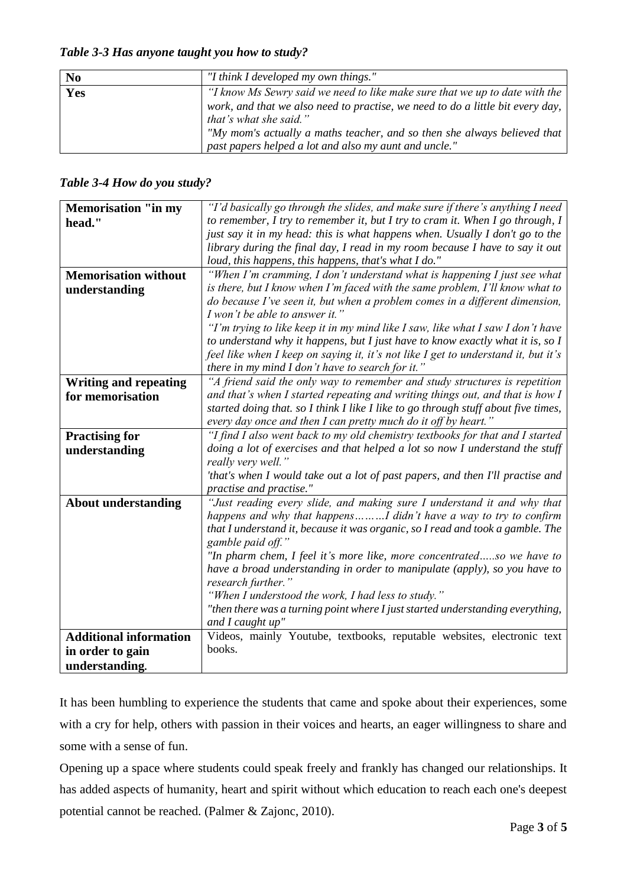*Table 3-3 Has anyone taught you how to study?*

| | |
|---|---|
| **No** | *"I think I developed my own things."* |
| **Yes** | *"I know Ms Sewry said we need to like make sure that we up to date with the work, and that we also need to practise, we need to do a little bit every day, that's what she said."* <br> *"My mom's actually a maths teacher, and so then she always believed that past papers helped a lot and also my aunt and uncle."* |

*Table 3-4 How do you study?*

| | |
|---|---|
| **Memorisation "in my head."** | *"I'd basically go through the slides, and make sure if there's anything I need to remember, I try to remember it, but I try to cram it. When I go through, I just say it in my head: this is what happens when. Usually I don't go to the library during the final day, I read in my room because I have to say it out loud, this happens, this happens, that's what I do."* |
| **Memorisation without understanding** | *"When I'm cramming, I don't understand what is happening I just see what is there, but I know when I'm faced with the same problem, I'll know what to do because I've seen it, but when a problem comes in a different dimension, I won't be able to answer it."* <br> *"I'm trying to like keep it in my mind like I saw, like what I saw I don't have to understand why it happens, but I just have to know exactly what it is, so I feel like when I keep on saying it, it's not like I get to understand it, but it's there in my mind I don't have to search for it."* |
| **Writing and repeating for memorisation** | *"A friend said the only way to remember and study structures is repetition and that's when I started repeating and writing things out, and that is how I started doing that. so I think I like I like to go through stuff about five times, every day once and then I can pretty much do it off by heart."* |
| **Practising for understanding** | *"I find I also went back to my old chemistry textbooks for that and I started doing a lot of exercises and that helped a lot so now I understand the stuff really very well."* <br> *'that's when I would take out a lot of past papers, and then I'll practise and practise and practise."* |
| **About understanding** | *"Just reading every slide, and making sure I understand it and why that happens and why that happens………I didn't have a way to try to confirm that I understand it, because it was organic, so I read and took a gamble. The gamble paid off."* <br> *"In pharm chem, I feel it's more like, more concentrated…..so we have to have a broad understanding in order to manipulate (apply), so you have to research further."* <br> *"When I understood the work, I had less to study."* <br> *"then there was a turning point where I just started understanding everything, and I caught up"* |
| **Additional information in order to gain understanding.** | Videos, mainly Youtube, textbooks, reputable websites, electronic text books. |

It has been humbling to experience the students that came and spoke about their experiences, some with a cry for help, others with passion in their voices and hearts, an eager willingness to share and some with a sense of fun.

Opening up a space where students could speak freely and frankly has changed our relationships. It has added aspects of humanity, heart and spirit without which education to reach each one's deepest potential cannot be reached. (Palmer & Zajonc, 2010).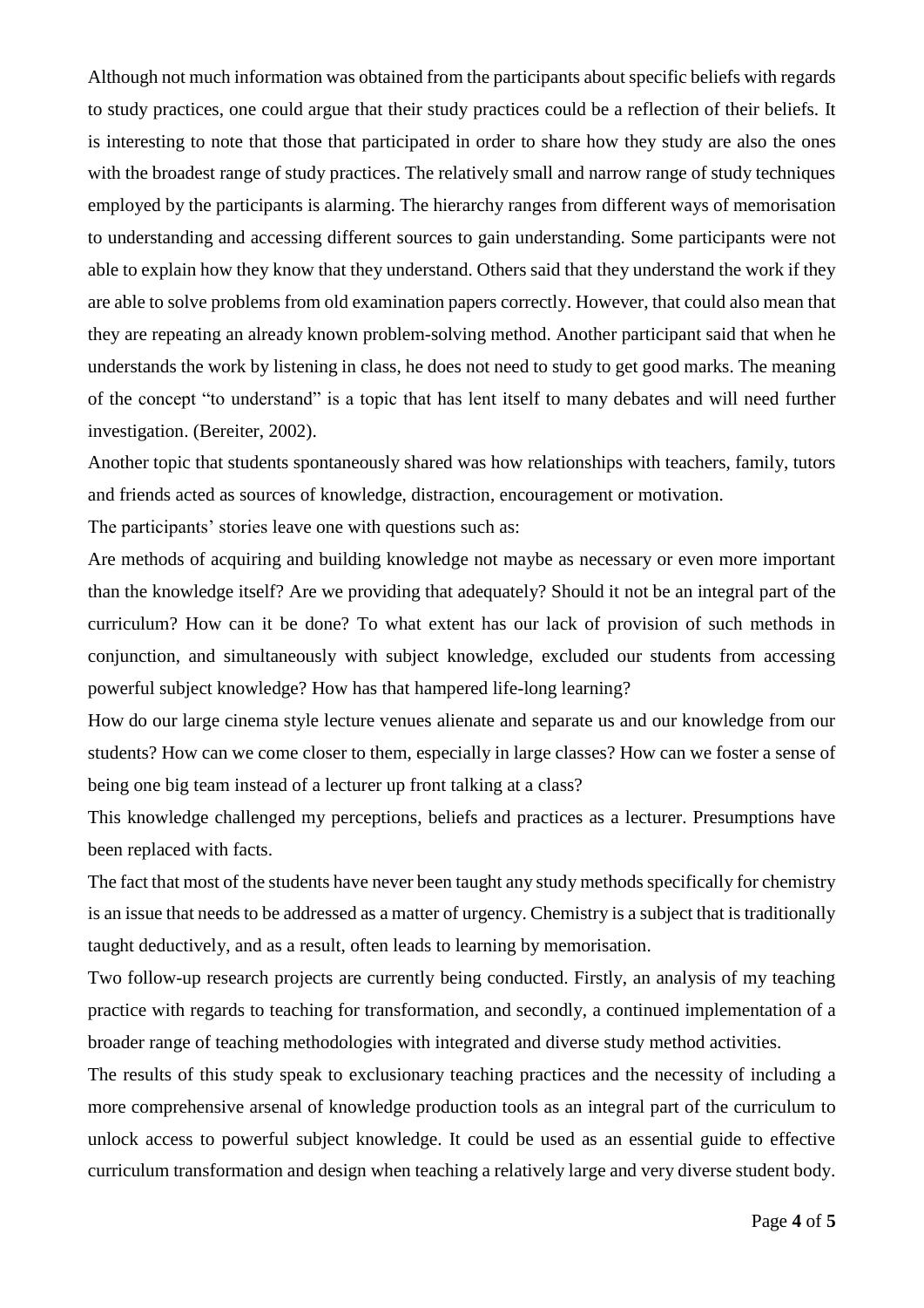Although not much information was obtained from the participants about specific beliefs with regards to study practices, one could argue that their study practices could be a reflection of their beliefs. It is interesting to note that those that participated in order to share how they study are also the ones with the broadest range of study practices. The relatively small and narrow range of study techniques employed by the participants is alarming. The hierarchy ranges from different ways of memorisation to understanding and accessing different sources to gain understanding. Some participants were not able to explain how they know that they understand. Others said that they understand the work if they are able to solve problems from old examination papers correctly. However, that could also mean that they are repeating an already known problem-solving method. Another participant said that when he understands the work by listening in class, he does not need to study to get good marks. The meaning of the concept "to understand" is a topic that has lent itself to many debates and will need further investigation. (Bereiter, 2002).

Another topic that students spontaneously shared was how relationships with teachers, family, tutors and friends acted as sources of knowledge, distraction, encouragement or motivation.

The participants' stories leave one with questions such as:

Are methods of acquiring and building knowledge not maybe as necessary or even more important than the knowledge itself? Are we providing that adequately? Should it not be an integral part of the curriculum? How can it be done? To what extent has our lack of provision of such methods in conjunction, and simultaneously with subject knowledge, excluded our students from accessing powerful subject knowledge? How has that hampered life-long learning?

How do our large cinema style lecture venues alienate and separate us and our knowledge from our students? How can we come closer to them, especially in large classes? How can we foster a sense of being one big team instead of a lecturer up front talking at a class?

This knowledge challenged my perceptions, beliefs and practices as a lecturer. Presumptions have been replaced with facts.

The fact that most of the students have never been taught any study methods specifically for chemistry is an issue that needs to be addressed as a matter of urgency. Chemistry is a subject that is traditionally taught deductively, and as a result, often leads to learning by memorisation.

Two follow-up research projects are currently being conducted. Firstly, an analysis of my teaching practice with regards to teaching for transformation, and secondly, a continued implementation of a broader range of teaching methodologies with integrated and diverse study method activities.

The results of this study speak to exclusionary teaching practices and the necessity of including a more comprehensive arsenal of knowledge production tools as an integral part of the curriculum to unlock access to powerful subject knowledge. It could be used as an essential guide to effective curriculum transformation and design when teaching a relatively large and very diverse student body.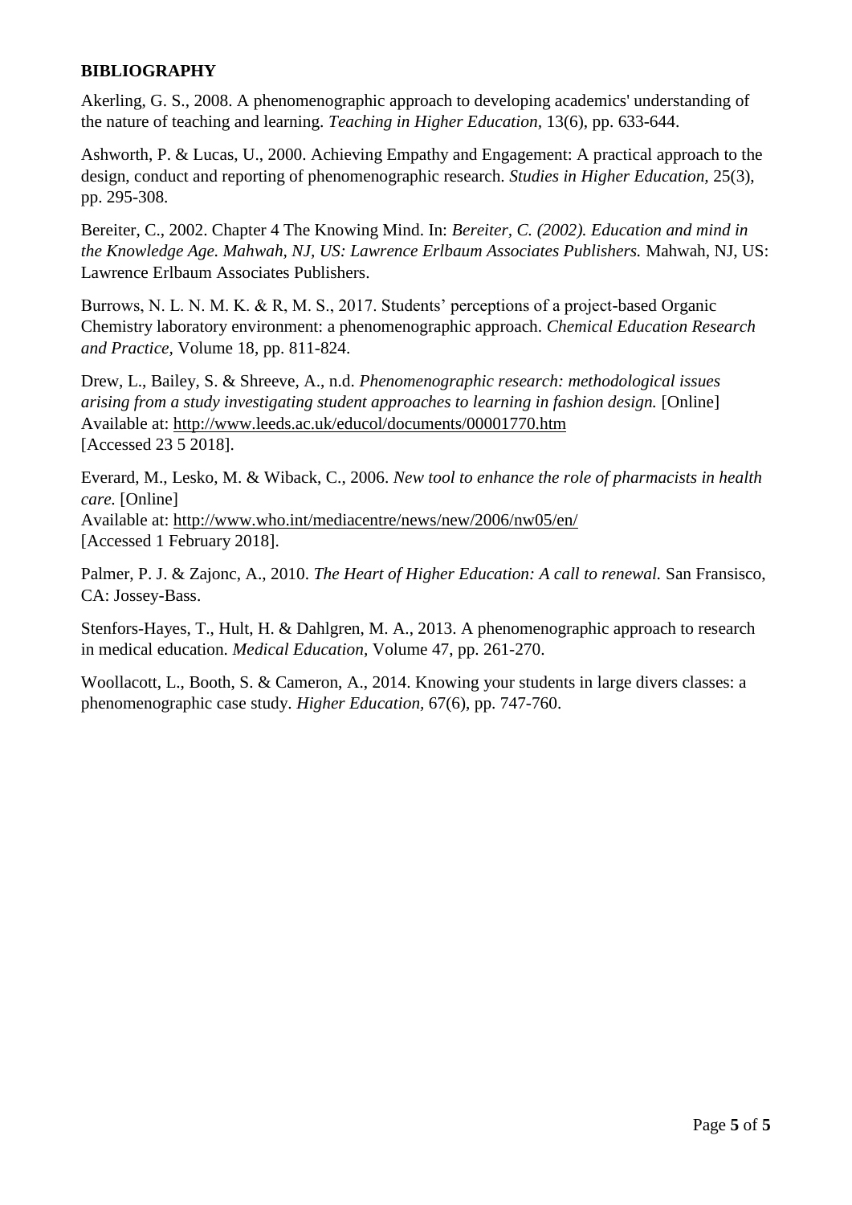**BIBLIOGRAPHY**

Akerling, G. S., 2008. A phenomenographic approach to developing academics' understanding of the nature of teaching and learning. *Teaching in Higher Education,* 13(6), pp. 633-644.

Ashworth, P. & Lucas, U., 2000. Achieving Empathy and Engagement: A practical approach to the design, conduct and reporting of phenomenographic research. *Studies in Higher Education,* 25(3), pp. 295-308.

Bereiter, C., 2002. Chapter 4 The Knowing Mind. In: *Bereiter, C. (2002). Education and mind in the Knowledge Age. Mahwah, NJ, US: Lawrence Erlbaum Associates Publishers.* Mahwah, NJ, US: Lawrence Erlbaum Associates Publishers.

Burrows, N. L. N. M. K. & R, M. S., 2017. Students' perceptions of a project-based Organic Chemistry laboratory environment: a phenomenographic approach. *Chemical Education Research and Practice,* Volume 18, pp. 811-824.

Drew, L., Bailey, S. & Shreeve, A., n.d. *Phenomenographic research: methodological issues arising from a study investigating student approaches to learning in fashion design.* [Online]
Available at: http://www.leeds.ac.uk/educol/documents/00001770.htm
[Accessed 23 5 2018].

Everard, M., Lesko, M. & Wiback, C., 2006. *New tool to enhance the role of pharmacists in health care.* [Online]
Available at: http://www.who.int/mediacentre/news/new/2006/nw05/en/
[Accessed 1 February 2018].

Palmer, P. J. & Zajonc, A., 2010. *The Heart of Higher Education: A call to renewal.* San Fransisco, CA: Jossey-Bass.

Stenfors-Hayes, T., Hult, H. & Dahlgren, M. A., 2013. A phenomenographic approach to research in medical education. *Medical Education,* Volume 47, pp. 261-270.

Woollacott, L., Booth, S. & Cameron, A., 2014. Knowing your students in large divers classes: a phenomenographic case study. *Higher Education,* 67(6), pp. 747-760.